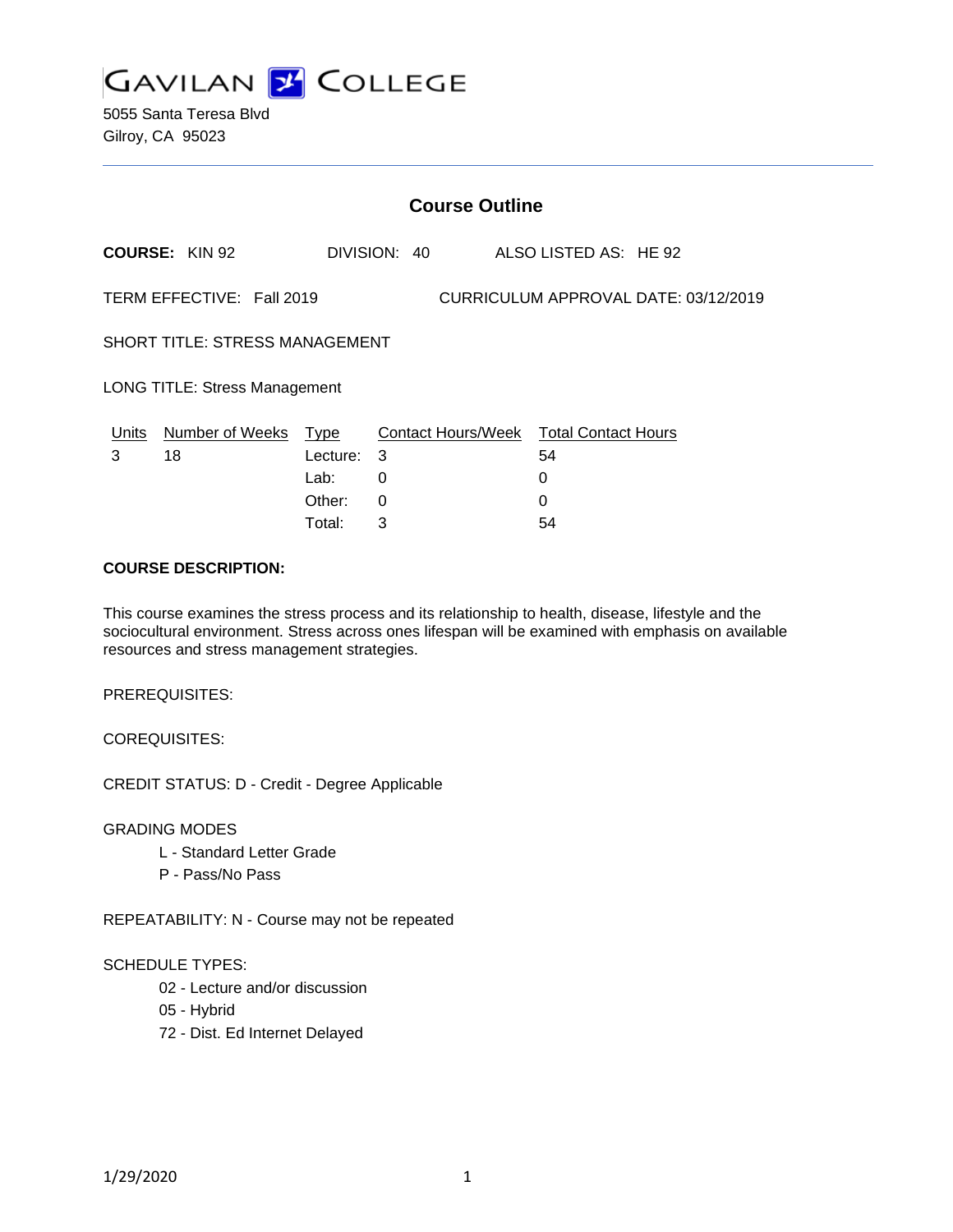# GAVILAN COLLEGE

5055 Santa Teresa Blvd
Gilroy, CA 95023

## Course Outline

**COURSE:** KIN 92 DIVISION: 40 ALSO LISTED AS: HE 92

TERM EFFECTIVE: Fall 2019 CURRICULUM APPROVAL DATE: 03/12/2019

SHORT TITLE: STRESS MANAGEMENT

LONG TITLE: Stress Management

| Units | Number of Weeks | Type | Contact Hours/Week | Total Contact Hours |
|---|---|---|---|---|
| 3 | 18 | Lecture: | 3 | 54 |
| | | Lab: | 0 | 0 |
| | | Other: | 0 | 0 |
| | | Total: | 3 | 54 |

**COURSE DESCRIPTION:**

This course examines the stress process and its relationship to health, disease, lifestyle and the sociocultural environment. Stress across ones lifespan will be examined with emphasis on available resources and stress management strategies.

PREREQUISITES:

COREQUISITES:

CREDIT STATUS: D - Credit - Degree Applicable

GRADING MODES

- L - Standard Letter Grade
- P - Pass/No Pass

REPEATABILITY: N - Course may not be repeated

SCHEDULE TYPES:

- 02 - Lecture and/or discussion
- 05 - Hybrid
- 72 - Dist. Ed Internet Delayed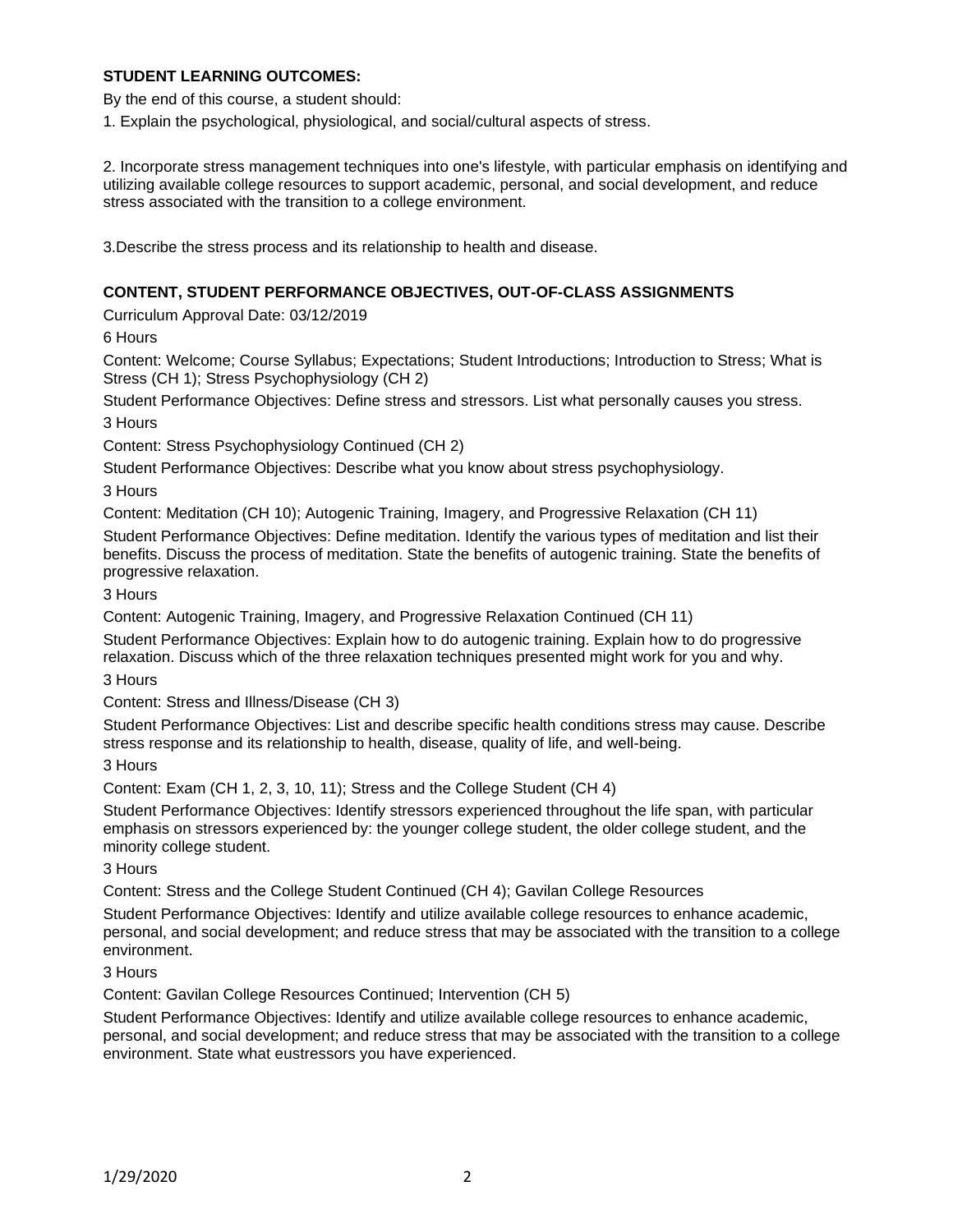**STUDENT LEARNING OUTCOMES:**

By the end of this course, a student should:

1. Explain the psychological, physiological, and social/cultural aspects of stress.

2. Incorporate stress management techniques into one's lifestyle, with particular emphasis on identifying and utilizing available college resources to support academic, personal, and social development, and reduce stress associated with the transition to a college environment.

3.Describe the stress process and its relationship to health and disease.

**CONTENT, STUDENT PERFORMANCE OBJECTIVES, OUT-OF-CLASS ASSIGNMENTS**

Curriculum Approval Date: 03/12/2019

6 Hours

Content: Welcome; Course Syllabus; Expectations; Student Introductions; Introduction to Stress; What is Stress (CH 1); Stress Psychophysiology (CH 2)

Student Performance Objectives: Define stress and stressors. List what personally causes you stress.

3 Hours

Content: Stress Psychophysiology Continued (CH 2)

Student Performance Objectives: Describe what you know about stress psychophysiology.

3 Hours

Content: Meditation (CH 10); Autogenic Training, Imagery, and Progressive Relaxation (CH 11)

Student Performance Objectives: Define meditation. Identify the various types of meditation and list their benefits. Discuss the process of meditation. State the benefits of autogenic training. State the benefits of progressive relaxation.

3 Hours

Content: Autogenic Training, Imagery, and Progressive Relaxation Continued (CH 11)

Student Performance Objectives: Explain how to do autogenic training. Explain how to do progressive relaxation. Discuss which of the three relaxation techniques presented might work for you and why.

3 Hours

Content: Stress and Illness/Disease (CH 3)

Student Performance Objectives: List and describe specific health conditions stress may cause. Describe stress response and its relationship to health, disease, quality of life, and well-being.

3 Hours

Content: Exam (CH 1, 2, 3, 10, 11); Stress and the College Student (CH 4)

Student Performance Objectives: Identify stressors experienced throughout the life span, with particular emphasis on stressors experienced by: the younger college student, the older college student, and the minority college student.

3 Hours

Content: Stress and the College Student Continued (CH 4); Gavilan College Resources

Student Performance Objectives: Identify and utilize available college resources to enhance academic, personal, and social development; and reduce stress that may be associated with the transition to a college environment.

3 Hours

Content: Gavilan College Resources Continued; Intervention (CH 5)

Student Performance Objectives: Identify and utilize available college resources to enhance academic, personal, and social development; and reduce stress that may be associated with the transition to a college environment. State what eustressors you have experienced.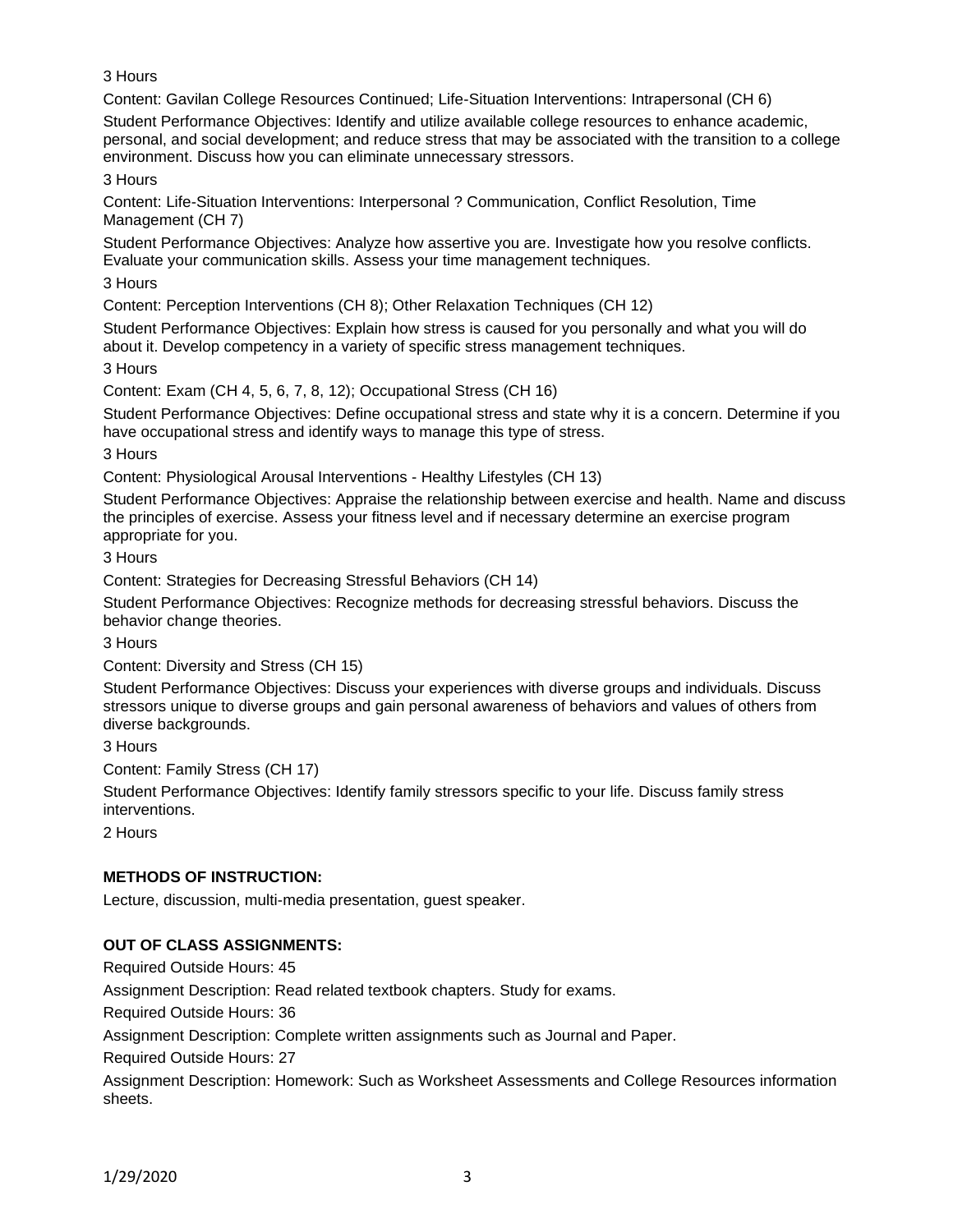3 Hours

Content: Gavilan College Resources Continued; Life-Situation Interventions: Intrapersonal (CH 6)

Student Performance Objectives: Identify and utilize available college resources to enhance academic, personal, and social development; and reduce stress that may be associated with the transition to a college environment. Discuss how you can eliminate unnecessary stressors.

3 Hours

Content: Life-Situation Interventions: Interpersonal ? Communication, Conflict Resolution, Time Management (CH 7)

Student Performance Objectives: Analyze how assertive you are. Investigate how you resolve conflicts. Evaluate your communication skills. Assess your time management techniques.

3 Hours

Content: Perception Interventions (CH 8); Other Relaxation Techniques (CH 12)

Student Performance Objectives: Explain how stress is caused for you personally and what you will do about it. Develop competency in a variety of specific stress management techniques.

3 Hours

Content: Exam (CH 4, 5, 6, 7, 8, 12); Occupational Stress (CH 16)

Student Performance Objectives: Define occupational stress and state why it is a concern. Determine if you have occupational stress and identify ways to manage this type of stress.

3 Hours

Content: Physiological Arousal Interventions - Healthy Lifestyles (CH 13)

Student Performance Objectives: Appraise the relationship between exercise and health. Name and discuss the principles of exercise. Assess your fitness level and if necessary determine an exercise program appropriate for you.

3 Hours

Content: Strategies for Decreasing Stressful Behaviors (CH 14)

Student Performance Objectives: Recognize methods for decreasing stressful behaviors. Discuss the behavior change theories.

3 Hours

Content: Diversity and Stress (CH 15)

Student Performance Objectives: Discuss your experiences with diverse groups and individuals. Discuss stressors unique to diverse groups and gain personal awareness of behaviors and values of others from diverse backgrounds.

3 Hours

Content: Family Stress (CH 17)

Student Performance Objectives: Identify family stressors specific to your life. Discuss family stress interventions.

2 Hours

**METHODS OF INSTRUCTION:**

Lecture, discussion, multi-media presentation, guest speaker.

**OUT OF CLASS ASSIGNMENTS:**

Required Outside Hours: 45

Assignment Description: Read related textbook chapters. Study for exams.

Required Outside Hours: 36

Assignment Description: Complete written assignments such as Journal and Paper.

Required Outside Hours: 27

Assignment Description: Homework: Such as Worksheet Assessments and College Resources information sheets.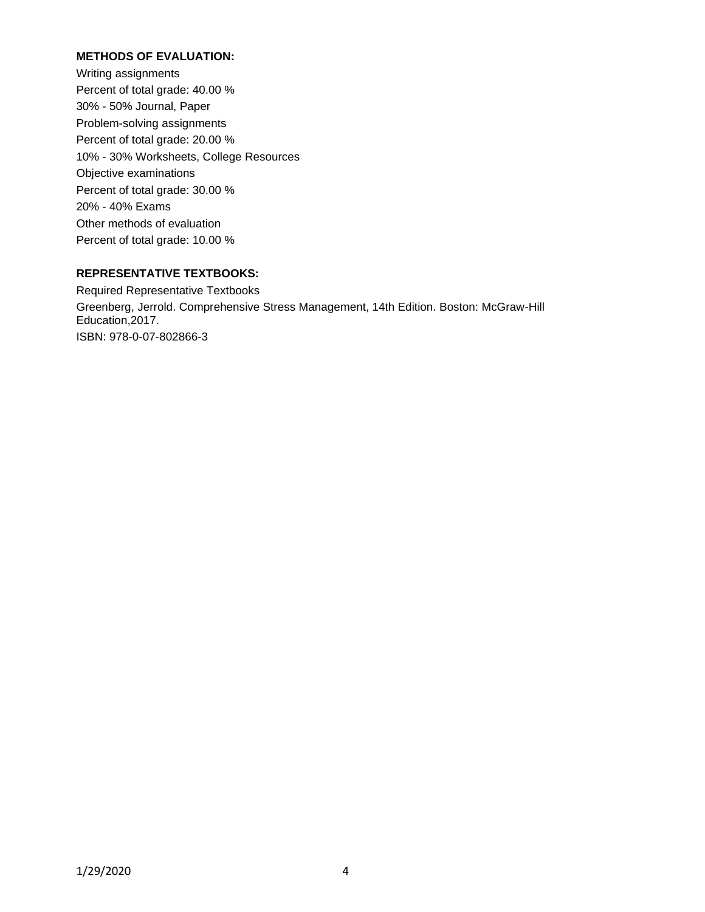**METHODS OF EVALUATION:**

Writing assignments
Percent of total grade: 40.00 %
30% - 50% Journal, Paper
Problem-solving assignments
Percent of total grade: 20.00 %
10% - 30% Worksheets, College Resources
Objective examinations
Percent of total grade: 30.00 %
20% - 40% Exams
Other methods of evaluation
Percent of total grade: 10.00 %

**REPRESENTATIVE TEXTBOOKS:**

Required Representative Textbooks
Greenberg, Jerrold. Comprehensive Stress Management, 14th Edition. Boston: McGraw-Hill Education,2017.
ISBN: 978-0-07-802866-3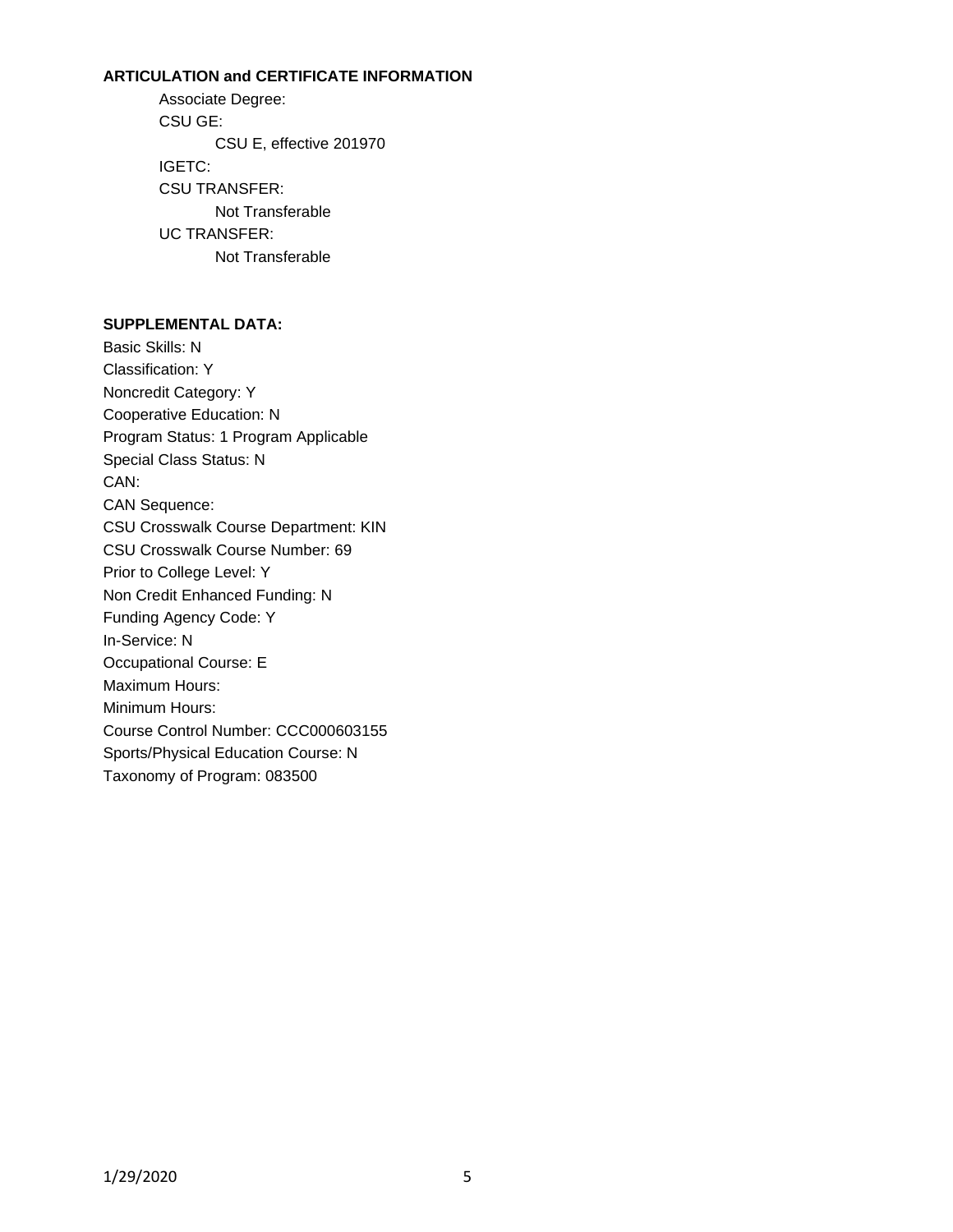**ARTICULATION and CERTIFICATE INFORMATION**

Associate Degree:

CSU GE:

CSU E, effective 201970

IGETC:

CSU TRANSFER:

Not Transferable

UC TRANSFER:

Not Transferable

**SUPPLEMENTAL DATA:**

Basic Skills: N
Classification: Y
Noncredit Category: Y
Cooperative Education: N
Program Status: 1 Program Applicable
Special Class Status: N
CAN:
CAN Sequence:
CSU Crosswalk Course Department: KIN
CSU Crosswalk Course Number: 69
Prior to College Level: Y
Non Credit Enhanced Funding: N
Funding Agency Code: Y
In-Service: N
Occupational Course: E
Maximum Hours:
Minimum Hours:
Course Control Number: CCC000603155
Sports/Physical Education Course: N
Taxonomy of Program: 083500